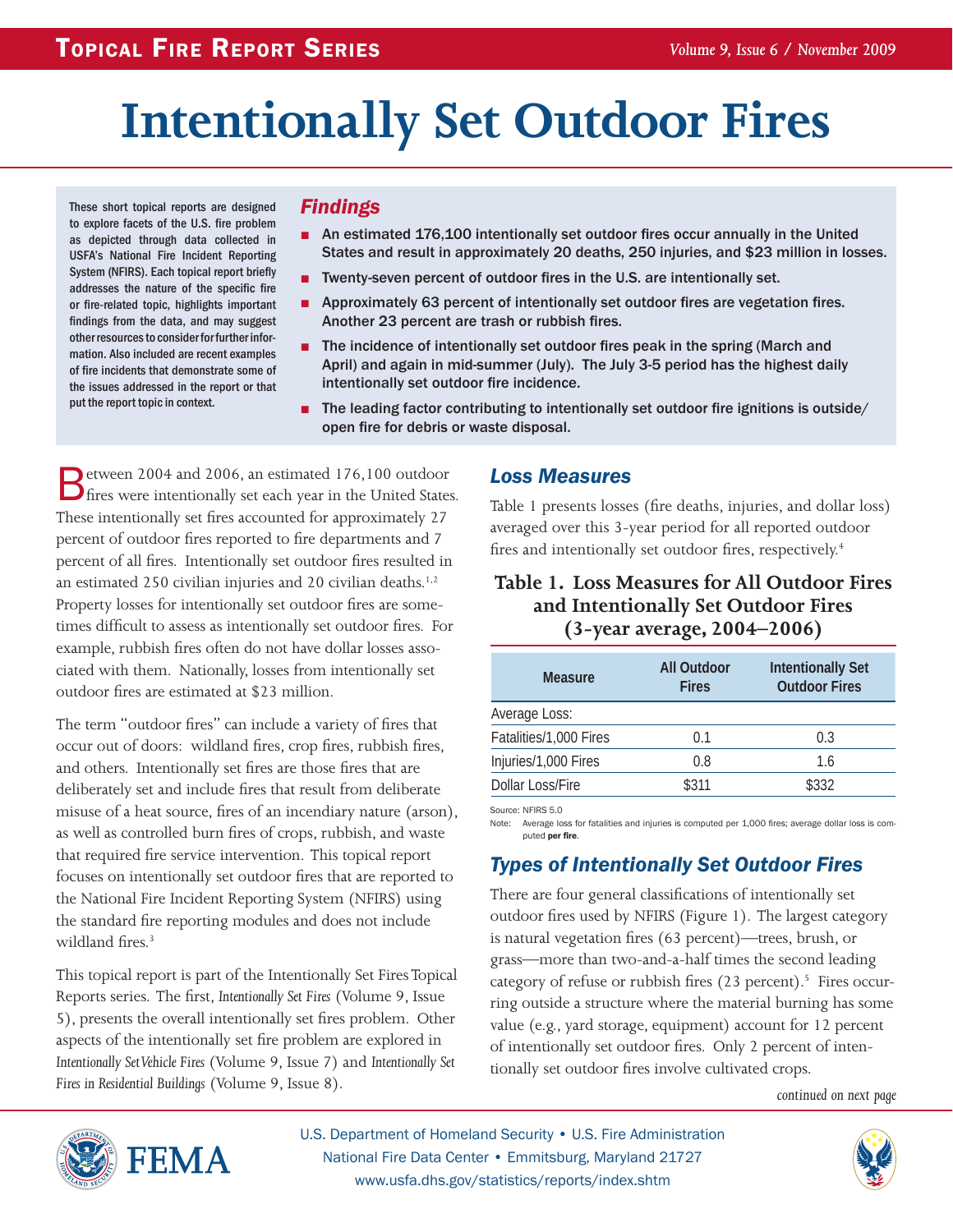# Intentionally Set Outdoor Fires

These short topical reports are designed to explore facets of the U.S. fire problem as depicted through data collected in USFA's National Fire Incident Reporting System (NFIRS). Each topical report briefly addresses the nature of the specific fire or fire-related topic, highlights important findings from the data, and may suggest other resources to consider for further information. Also included are recent examples of fire incidents that demonstrate some of the issues addressed in the report or that put the report topic in context.

## *Findings*

- An estimated 176,100 intentionally set outdoor fires occur annually in the United States and result in approximately 20 deaths, 250 injuries, and $23 million in losses.
- Twenty-seven percent of outdoor fires in the U.S. are intentionally set.
- Approximately 63 percent of intentionally set outdoor fires are vegetation fires. Another 23 percent are trash or rubbish fires.
- The incidence of intentionally set outdoor fires peak in the spring (March and April) and again in mid-summer (July). The July 3-5 period has the highest daily intentionally set outdoor fire incidence.
- The leading factor contributing to intentionally set outdoor fire ignitions is outside/open fire for debris or waste disposal.

Between 2004 and 2006, an estimated 176,100 outdoor fires were intentionally set each year in the United States. These intentionally set fires accounted for approximately 27 percent of outdoor fires reported to fire departments and 7 percent of all fires. Intentionally set outdoor fires resulted in an estimated 250 civilian injuries and 20 civilian deaths.[1,2] Property losses for intentionally set outdoor fires are sometimes difficult to assess as intentionally set outdoor fires. For example, rubbish fires often do not have dollar losses associated with them. Nationally, losses from intentionally set outdoor fires are estimated at $23 million.

The term "outdoor fires" can include a variety of fires that occur out of doors: wildland fires, crop fires, rubbish fires, and others. Intentionally set fires are those fires that are deliberately set and include fires that result from deliberate misuse of a heat source, fires of an incendiary nature (arson), as well as controlled burn fires of crops, rubbish, and waste that required fire service intervention. This topical report focuses on intentionally set outdoor fires that are reported to the National Fire Incident Reporting System (NFIRS) using the standard fire reporting modules and does not include wildland fires.[3]

This topical report is part of the Intentionally Set Fires Topical Reports series. The first, *Intentionally Set Fires* (Volume 9, Issue 5), presents the overall intentionally set fires problem. Other aspects of the intentionally set fire problem are explored in *Intentionally Set Vehicle Fires* (Volume 9, Issue 7) and *Intentionally Set Fires in Residential Buildings* (Volume 9, Issue 8).

## *Loss Measures*

Table 1 presents losses (fire deaths, injuries, and dollar loss) averaged over this 3-year period for all reported outdoor fires and intentionally set outdoor fires, respectively.[4]

### Table 1. Loss Measures for All Outdoor Fires and Intentionally Set Outdoor Fires (3-year average, 2004–2006)

| Measure | All Outdoor Fires | Intentionally Set Outdoor Fires |
|---|---|---|
| Average Loss: | | |
| Fatalities/1,000 Fires | 0.1 | 0.3 |
| Injuries/1,000 Fires | 0.8 | 1.6 |
| Dollar Loss/Fire | $311 | $332 |

Source: NFIRS 5.0

Note: Average loss for fatalities and injuries is computed per 1,000 fires; average dollar loss is computed **per fire**.

## *Types of Intentionally Set Outdoor Fires*

There are four general classifications of intentionally set outdoor fires used by NFIRS (Figure 1). The largest category is natural vegetation fires (63 percent)—trees, brush, or grass—more than two-and-a-half times the second leading category of refuse or rubbish fires (23 percent).[5] Fires occurring outside a structure where the material burning has some value (e.g., yard storage, equipment) account for 12 percent of intentionally set outdoor fires. Only 2 percent of intentionally set outdoor fires involve cultivated crops.

*continued on next page*

U.S. Department of Homeland Security • U.S. Fire Administration
National Fire Data Center • Emmitsburg, Maryland 21727
www.usfa.dhs.gov/statistics/reports/index.shtm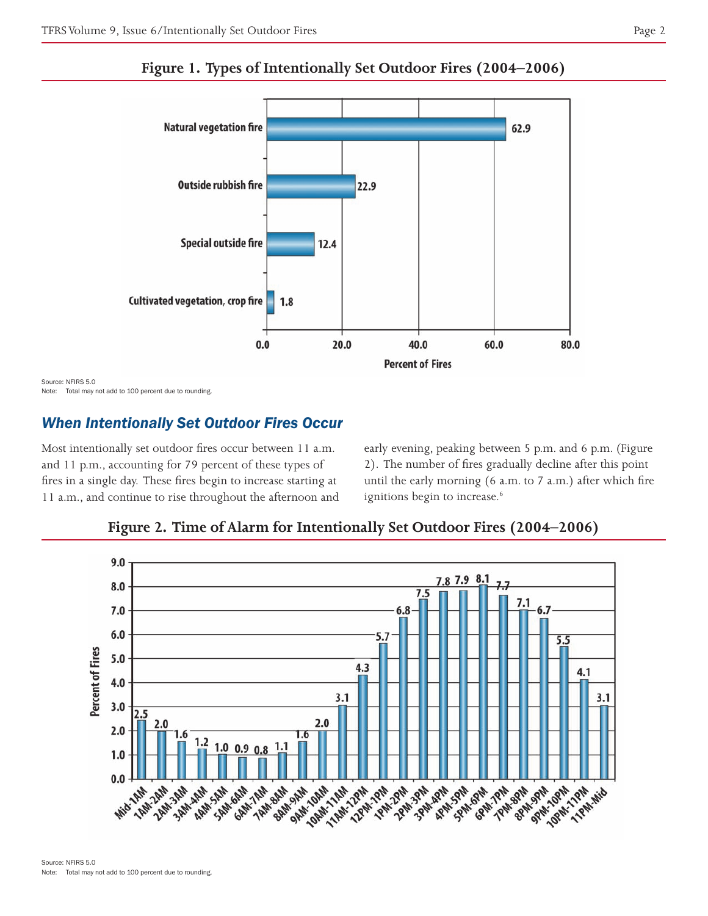**Figure 1. Types of Intentionally Set Outdoor Fires (2004–2006)**

| Type | Percent of Fires |
|---|---|
| Natural vegetation fire | 62.9 |
| Outside rubbish fire | 22.9 |
| Special outside fire | 12.4 |
| Cultivated vegetation, crop fire | 1.8 |

Source: NFIRS 5.0
Note: Total may not add to 100 percent due to rounding.

## When Intentionally Set Outdoor Fires Occur

Most intentionally set outdoor fires occur between 11 a.m. and 11 p.m., accounting for 79 percent of these types of fires in a single day. These fires begin to increase starting at 11 a.m., and continue to rise throughout the afternoon and early evening, peaking between 5 p.m. and 6 p.m. (Figure 2). The number of fires gradually decline after this point until the early morning (6 a.m. to 7 a.m.) after which fire ignitions begin to increase.[6]

**Figure 2. Time of Alarm for Intentionally Set Outdoor Fires (2004–2006)**

| Time of Alarm | Percent of Fires |
|---|---|
| Mid-1AM | 2.5 |
| 1AM-2AM | 2.0 |
| 2AM-3AM | 1.6 |
| 3AM-4AM | 1.2 |
| 4AM-5AM | 1.0 |
| 5AM-6AM | 0.9 |
| 6AM-7AM | 0.8 |
| 7AM-8AM | 1.1 |
| 8AM-9AM | 1.6 |
| 9AM-10AM | 2.0 |
| 10AM-11AM | 3.1 |
| 11AM-12PM | 4.3 |
| 12PM-1PM | 5.7 |
| 1PM-2PM | 6.8 |
| 2PM-3PM | 7.5 |
| 3PM-4PM | 7.8 |
| 4PM-5PM | 7.9 |
| 5PM-6PM | 8.1 |
| 6PM-7PM | 7.7 |
| 7PM-8PM | 7.1 |
| 8PM-9PM | 6.7 |
| 9PM-10PM | 5.5 |
| 10PM-11PM | 4.1 |
| 11PM-Mid | 3.1 |

Source: NFIRS 5.0
Note: Total may not add to 100 percent due to rounding.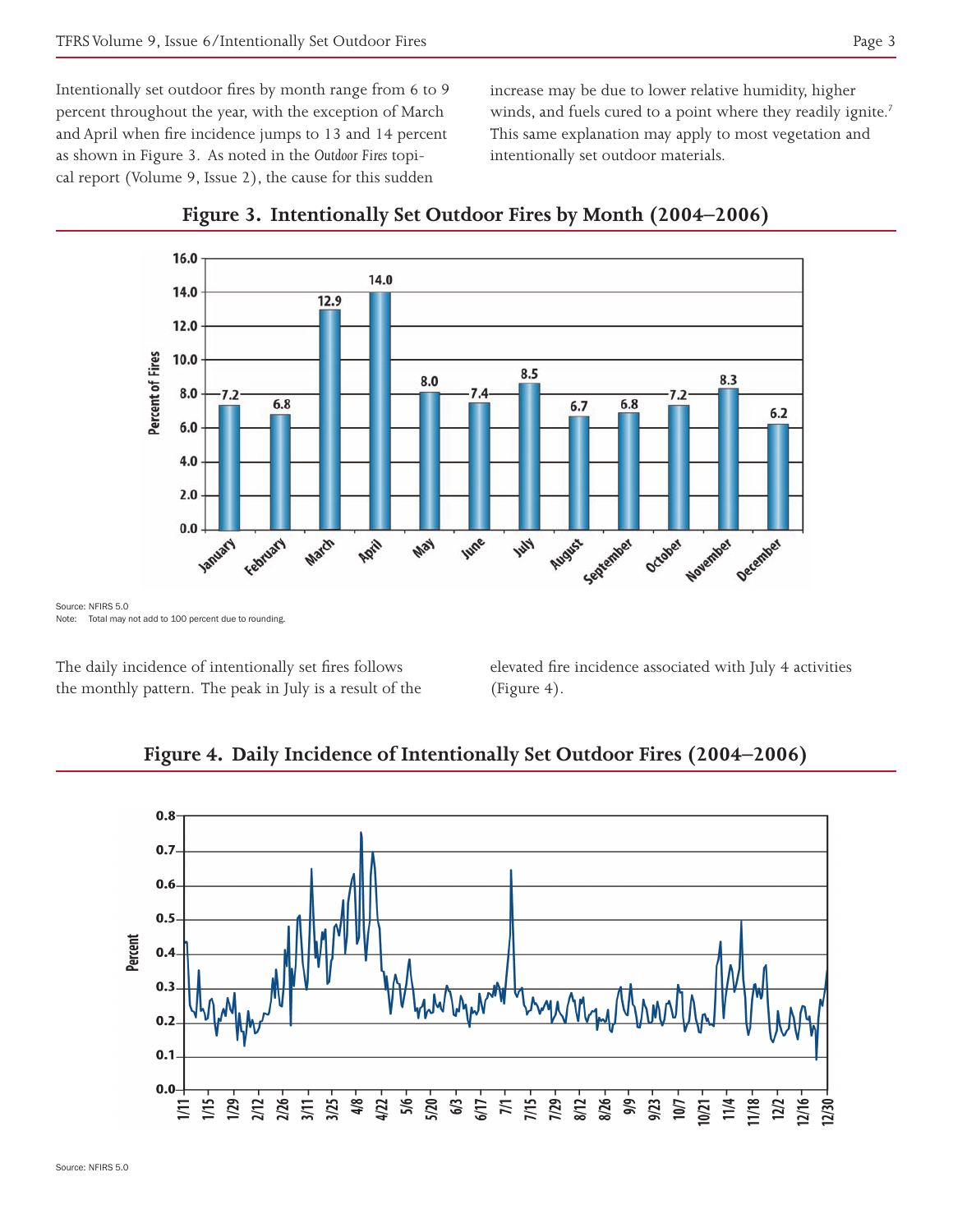Intentionally set outdoor fires by month range from 6 to 9 percent throughout the year, with the exception of March and April when fire incidence jumps to 13 and 14 percent as shown in Figure 3. As noted in the *Outdoor Fires* topical report (Volume 9, Issue 2), the cause for this sudden increase may be due to lower relative humidity, higher winds, and fuels cured to a point where they readily ignite.[7] This same explanation may apply to most vegetation and intentionally set outdoor materials.

## Figure 3. Intentionally Set Outdoor Fires by Month (2004–2006)

| Month | Percent of Fires |
|---|---|
| January | 7.2 |
| February | 6.8 |
| March | 12.9 |
| April | 14.0 |
| May | 8.0 |
| June | 7.4 |
| July | 8.5 |
| August | 6.7 |
| September | 6.8 |
| October | 7.2 |
| November | 8.3 |
| December | 6.2 |

Source: NFIRS 5.0
Note: Total may not add to 100 percent due to rounding.

The daily incidence of intentionally set fires follows the monthly pattern. The peak in July is a result of the elevated fire incidence associated with July 4 activities (Figure 4).

## Figure 4. Daily Incidence of Intentionally Set Outdoor Fires (2004–2006)

Source: NFIRS 5.0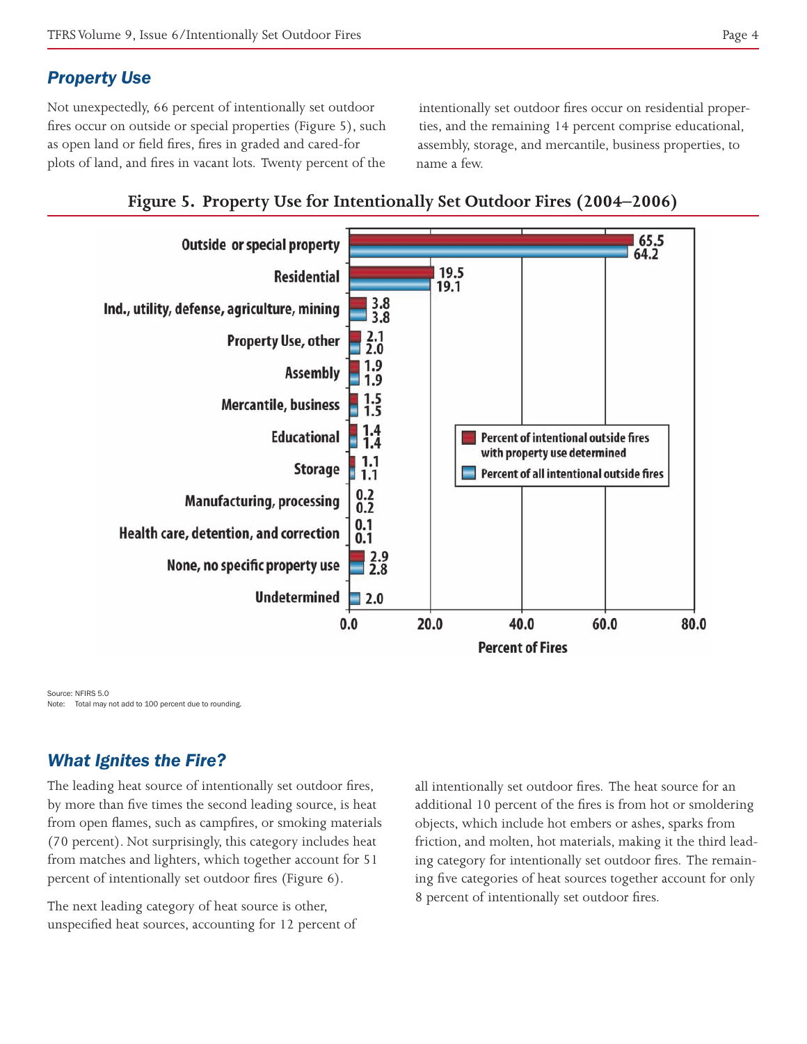## *Property Use*

Not unexpectedly, 66 percent of intentionally set outdoor fires occur on outside or special properties (Figure 5), such as open land or field fires, fires in graded and cared-for plots of land, and fires in vacant lots. Twenty percent of the intentionally set outdoor fires occur on residential properties, and the remaining 14 percent comprise educational, assembly, storage, and mercantile, business properties, to name a few.

**Figure 5. Property Use for Intentionally Set Outdoor Fires (2004–2006)**

| Property Use | Percent of intentional outside fires with property use determined | Percent of all intentional outside fires |
|---|---|---|
| Outside or special property | 65.5 | 64.2 |
| Residential | 19.5 | 19.1 |
| Ind., utility, defense, agriculture, mining | 3.8 | 3.8 |
| Property Use, other | 2.1 | 2.0 |
| Assembly | 1.9 | 1.9 |
| Mercantile, business | 1.5 | 1.5 |
| Educational | 1.4 | 1.4 |
| Storage | 1.1 | 1.1 |
| Manufacturing, processing | 0.2 | 0.2 |
| Health care, detention, and correction | 0.1 | 0.1 |
| None, no specific property use | 2.9 | 2.8 |
| Undetermined | | 2.0 |

Source: NFIRS 5.0
Note: Total may not add to 100 percent due to rounding.

## *What Ignites the Fire?*

The leading heat source of intentionally set outdoor fires, by more than five times the second leading source, is heat from open flames, such as campfires, or smoking materials (70 percent). Not surprisingly, this category includes heat from matches and lighters, which together account for 51 percent of intentionally set outdoor fires (Figure 6).

The next leading category of heat source is other, unspecified heat sources, accounting for 12 percent of all intentionally set outdoor fires. The heat source for an additional 10 percent of the fires is from hot or smoldering objects, which include hot embers or ashes, sparks from friction, and molten, hot materials, making it the third leading category for intentionally set outdoor fires. The remaining five categories of heat sources together account for only 8 percent of intentionally set outdoor fires.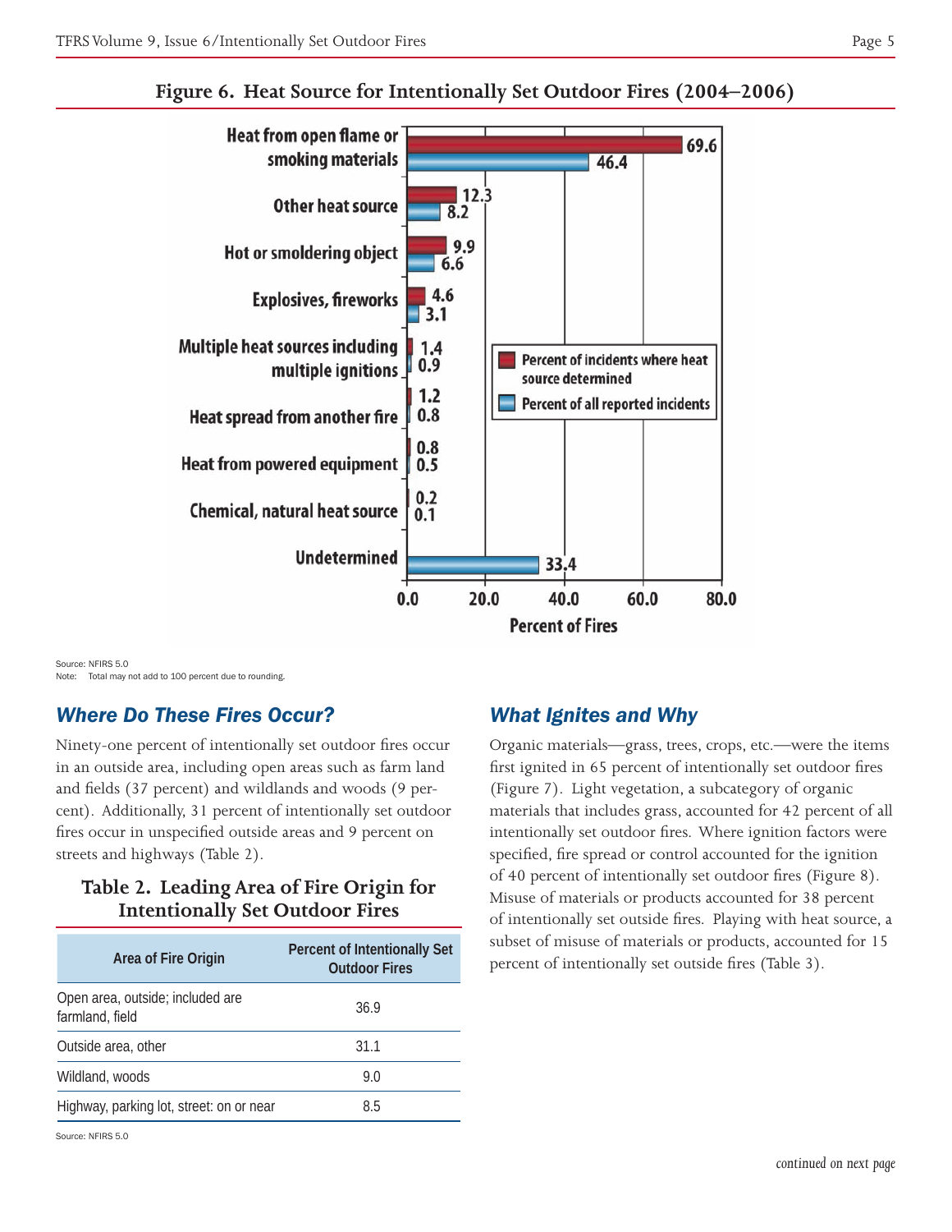## Figure 6. Heat Source for Intentionally Set Outdoor Fires (2004–2006)

| Heat Source | Percent of incidents where heat source determined | Percent of all reported incidents |
|---|---|---|
| Heat from open flame or smoking materials | 69.6 | 46.4 |
| Other heat source | 12.3 | 8.2 |
| Hot or smoldering object | 9.9 | 6.6 |
| Explosives, fireworks | 4.6 | 3.1 |
| Multiple heat sources including multiple ignitions | 1.4 | 0.9 |
| Heat spread from another fire | 1.2 | 0.8 |
| Heat from powered equipment | 0.8 | 0.5 |
| Chemical, natural heat source | 0.2 | 0.1 |
| Undetermined | | 33.4 |

Percent of Fires

Source: NFIRS 5.0
Note: Total may not add to 100 percent due to rounding.

### *Where Do These Fires Occur?*

Ninety-one percent of intentionally set outdoor fires occur in an outside area, including open areas such as farm land and fields (37 percent) and wildlands and woods (9 percent). Additionally, 31 percent of intentionally set outdoor fires occur in unspecified outside areas and 9 percent on streets and highways (Table 2).

**Table 2. Leading Area of Fire Origin for Intentionally Set Outdoor Fires**

| Area of Fire Origin | Percent of Intentionally Set Outdoor Fires |
|---|---|
| Open area, outside; included are farmland, field | 36.9 |
| Outside area, other | 31.1 |
| Wildland, woods | 9.0 |
| Highway, parking lot, street: on or near | 8.5 |

Source: NFIRS 5.0

### *What Ignites and Why*

Organic materials—grass, trees, crops, etc.—were the items first ignited in 65 percent of intentionally set outdoor fires (Figure 7). Light vegetation, a subcategory of organic materials that includes grass, accounted for 42 percent of all intentionally set outdoor fires. Where ignition factors were specified, fire spread or control accounted for the ignition of 40 percent of intentionally set outdoor fires (Figure 8). Misuse of materials or products accounted for 38 percent of intentionally set outside fires. Playing with heat source, a subset of misuse of materials or products, accounted for 15 percent of intentionally set outside fires (Table 3).

*continued on next page*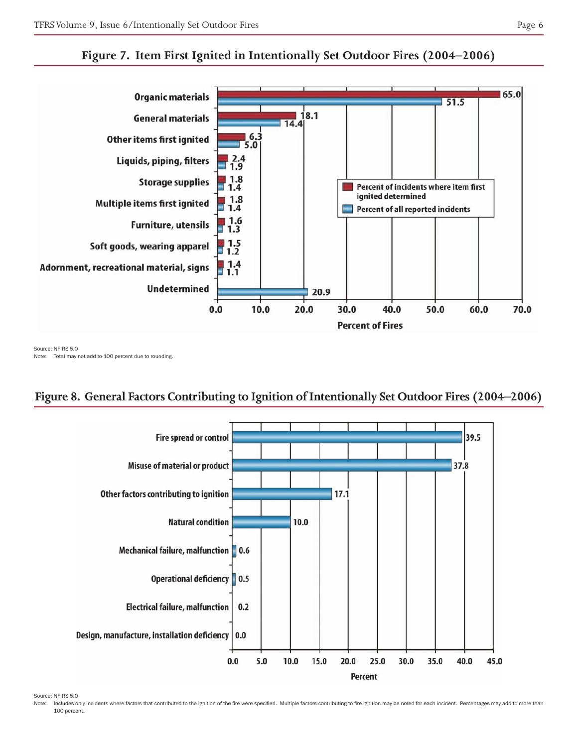## Figure 7. Item First Ignited in Intentionally Set Outdoor Fires (2004–2006)

| Item First Ignited | Percent of incidents where item first ignited determined | Percent of all reported incidents |
|---|---|---|
| Organic materials | 65.0 | 51.5 |
| General materials | 18.1 | 14.4 |
| Other items first ignited | 6.3 | 5.0 |
| Liquids, piping, filters | 2.4 | 1.9 |
| Storage supplies | 1.8 | 1.4 |
| Multiple items first ignited | 1.8 | 1.4 |
| Furniture, utensils | 1.6 | 1.3 |
| Soft goods, wearing apparel | 1.5 | 1.2 |
| Adornment, recreational material, signs | 1.4 | 1.1 |
| Undetermined | | 20.9 |

Percent of Fires

Source: NFIRS 5.0
Note: Total may not add to 100 percent due to rounding.

## Figure 8. General Factors Contributing to Ignition of Intentionally Set Outdoor Fires (2004–2006)

| Factor | Percent |
|---|---|
| Fire spread or control | 39.5 |
| Misuse of material or product | 37.8 |
| Other factors contributing to ignition | 17.1 |
| Natural condition | 10.0 |
| Mechanical failure, malfunction | 0.6 |
| Operational deficiency | 0.5 |
| Electrical failure, malfunction | 0.2 |
| Design, manufacture, installation deficiency | 0.0 |

Source: NFIRS 5.0
Note: Includes only incidents where factors that contributed to the ignition of the fire were specified. Multiple factors contributing to fire ignition may be noted for each incident. Percentages may add to more than 100 percent.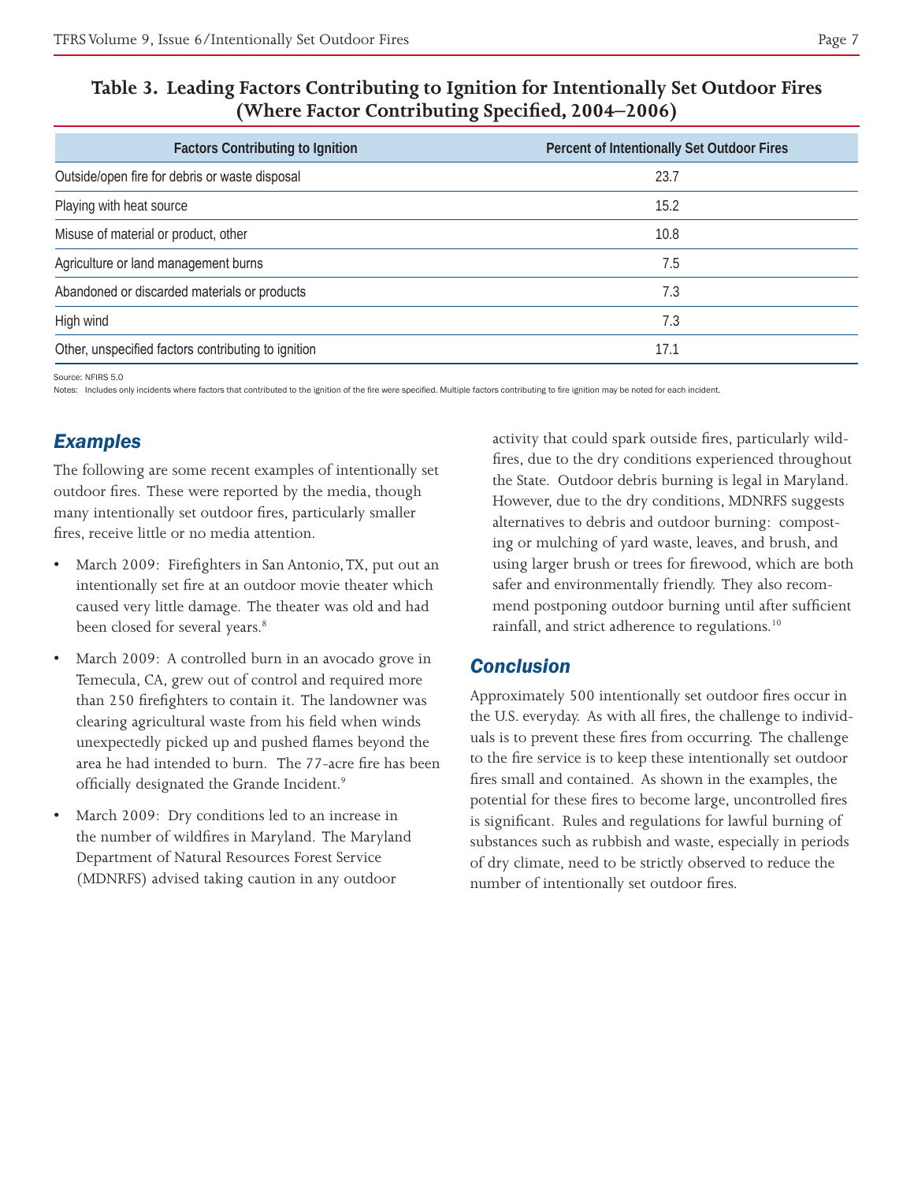## Table 3. Leading Factors Contributing to Ignition for Intentionally Set Outdoor Fires (Where Factor Contributing Specified, 2004–2006)

| Factors Contributing to Ignition | Percent of Intentionally Set Outdoor Fires |
|---|---|
| Outside/open fire for debris or waste disposal | 23.7 |
| Playing with heat source | 15.2 |
| Misuse of material or product, other | 10.8 |
| Agriculture or land management burns | 7.5 |
| Abandoned or discarded materials or products | 7.3 |
| High wind | 7.3 |
| Other, unspecified factors contributing to ignition | 17.1 |

Source: NFIRS 5.0

Notes: Includes only incidents where factors that contributed to the ignition of the fire were specified. Multiple factors contributing to fire ignition may be noted for each incident.

## *Examples*

The following are some recent examples of intentionally set outdoor fires. These were reported by the media, though many intentionally set outdoor fires, particularly smaller fires, receive little or no media attention.

- March 2009: Firefighters in San Antonio, TX, put out an intentionally set fire at an outdoor movie theater which caused very little damage. The theater was old and had been closed for several years.[8]
- March 2009: A controlled burn in an avocado grove in Temecula, CA, grew out of control and required more than 250 firefighters to contain it. The landowner was clearing agricultural waste from his field when winds unexpectedly picked up and pushed flames beyond the area he had intended to burn. The 77-acre fire has been officially designated the Grande Incident.[9]
- March 2009: Dry conditions led to an increase in the number of wildfires in Maryland. The Maryland Department of Natural Resources Forest Service (MDNRFS) advised taking caution in any outdoor activity that could spark outside fires, particularly wildfires, due to the dry conditions experienced throughout the State. Outdoor debris burning is legal in Maryland. However, due to the dry conditions, MDNRFS suggests alternatives to debris and outdoor burning: composting or mulching of yard waste, leaves, and brush, and using larger brush or trees for firewood, which are both safer and environmentally friendly. They also recommend postponing outdoor burning until after sufficient rainfall, and strict adherence to regulations.[10]

## *Conclusion*

Approximately 500 intentionally set outdoor fires occur in the U.S. everyday. As with all fires, the challenge to individuals is to prevent these fires from occurring. The challenge to the fire service is to keep these intentionally set outdoor fires small and contained. As shown in the examples, the potential for these fires to become large, uncontrolled fires is significant. Rules and regulations for lawful burning of substances such as rubbish and waste, especially in periods of dry climate, need to be strictly observed to reduce the number of intentionally set outdoor fires.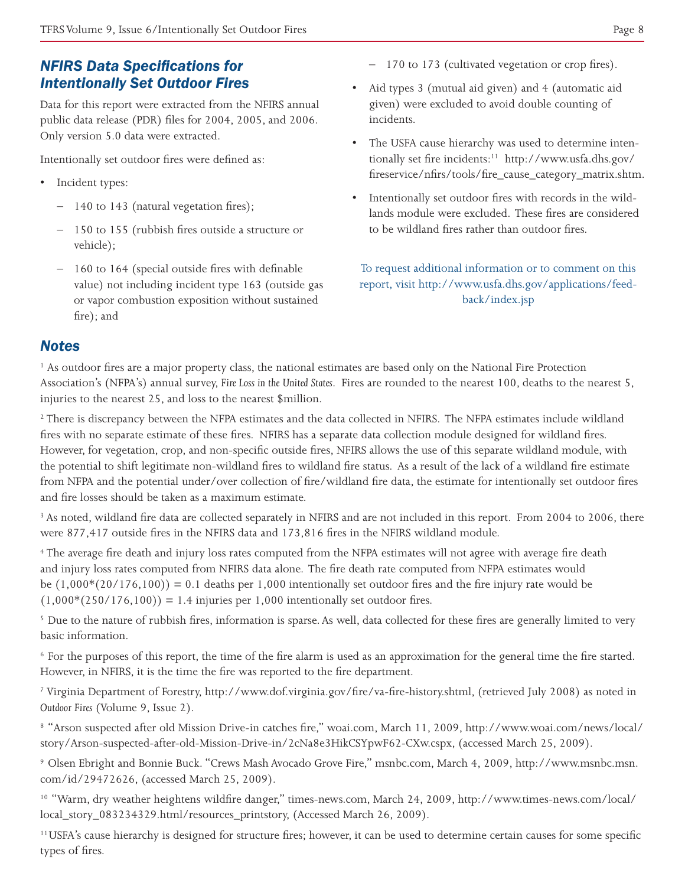## NFIRS Data Specifications for Intentionally Set Outdoor Fires

Data for this report were extracted from the NFIRS annual public data release (PDR) files for 2004, 2005, and 2006. Only version 5.0 data were extracted.

Intentionally set outdoor fires were defined as:

- Incident types:
  - 140 to 143 (natural vegetation fires);
  - 150 to 155 (rubbish fires outside a structure or vehicle);
  - 160 to 164 (special outside fires with definable value) not including incident type 163 (outside gas or vapor combustion exposition without sustained fire); and
  - 170 to 173 (cultivated vegetation or crop fires).
- Aid types 3 (mutual aid given) and 4 (automatic aid given) were excluded to avoid double counting of incidents.
- The USFA cause hierarchy was used to determine intentionally set fire incidents:[11] http://www.usfa.dhs.gov/fireservice/nfirs/tools/fire_cause_category_matrix.shtm.
- Intentionally set outdoor fires with records in the wildlands module were excluded. These fires are considered to be wildland fires rather than outdoor fires.

To request additional information or to comment on this report, visit http://www.usfa.dhs.gov/applications/feedback/index.jsp

## Notes

[1] As outdoor fires are a major property class, the national estimates are based only on the National Fire Protection Association's (NFPA's) annual survey, *Fire Loss in the United States*. Fires are rounded to the nearest 100, deaths to the nearest 5, injuries to the nearest 25, and loss to the nearest $million.

[2] There is discrepancy between the NFPA estimates and the data collected in NFIRS. The NFPA estimates include wildland fires with no separate estimate of these fires. NFIRS has a separate data collection module designed for wildland fires. However, for vegetation, crop, and non-specific outside fires, NFIRS allows the use of this separate wildland module, with the potential to shift legitimate non-wildland fires to wildland fire status. As a result of the lack of a wildland fire estimate from NFPA and the potential under/over collection of fire/wildland fire data, the estimate for intentionally set outdoor fires and fire losses should be taken as a maximum estimate.

[3] As noted, wildland fire data are collected separately in NFIRS and are not included in this report. From 2004 to 2006, there were 877,417 outside fires in the NFIRS data and 173,816 fires in the NFIRS wildland module.

[4] The average fire death and injury loss rates computed from the NFPA estimates will not agree with average fire death and injury loss rates computed from NFIRS data alone. The fire death rate computed from NFPA estimates would be $(1{,}000*(20/176{,}100)) = 0.1$ deaths per 1,000 intentionally set outdoor fires and the fire injury rate would be $(1{,}000*(250/176{,}100)) = 1.4$ injuries per 1,000 intentionally set outdoor fires.

[5] Due to the nature of rubbish fires, information is sparse. As well, data collected for these fires are generally limited to very basic information.

[6] For the purposes of this report, the time of the fire alarm is used as an approximation for the general time the fire started. However, in NFIRS, it is the time the fire was reported to the fire department.

[7] Virginia Department of Forestry, http://www.dof.virginia.gov/fire/va-fire-history.shtml, (retrieved July 2008) as noted in *Outdoor Fires* (Volume 9, Issue 2).

[8] "Arson suspected after old Mission Drive-in catches fire," woai.com, March 11, 2009, http://www.woai.com/news/local/story/Arson-suspected-after-old-Mission-Drive-in/2cNa8e3HikCSYpwF62-CXw.cspx, (accessed March 25, 2009).

[9] Olsen Ebright and Bonnie Buck. "Crews Mash Avocado Grove Fire," msnbc.com, March 4, 2009, http://www.msnbc.msn.com/id/29472626, (accessed March 25, 2009).

[10] "Warm, dry weather heightens wildfire danger," times-news.com, March 24, 2009, http://www.times-news.com/local/local_story_083234329.html/resources_printstory, (Accessed March 26, 2009).

[11] USFA's cause hierarchy is designed for structure fires; however, it can be used to determine certain causes for some specific types of fires.